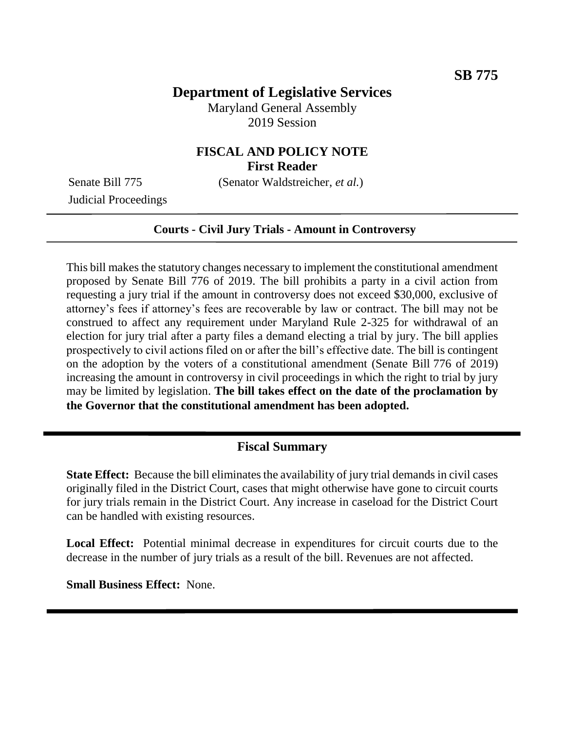**SB 775**

# Department of Legislative Services

Maryland General Assembly
2019 Session

## FISCAL AND POLICY NOTE
**First Reader**

Senate Bill 775 (Senator Waldstreicher, *et al.*)
Judicial Proceedings

---

**Courts - Civil Jury Trials - Amount in Controversy**

---

This bill makes the statutory changes necessary to implement the constitutional amendment proposed by Senate Bill 776 of 2019. The bill prohibits a party in a civil action from requesting a jury trial if the amount in controversy does not exceed $30,000, exclusive of attorney's fees if attorney's fees are recoverable by law or contract. The bill may not be construed to affect any requirement under Maryland Rule 2-325 for withdrawal of an election for jury trial after a party files a demand electing a trial by jury. The bill applies prospectively to civil actions filed on or after the bill's effective date. The bill is contingent on the adoption by the voters of a constitutional amendment (Senate Bill 776 of 2019) increasing the amount in controversy in civil proceedings in which the right to trial by jury may be limited by legislation. **The bill takes effect on the date of the proclamation by the Governor that the constitutional amendment has been adopted.**

---

## Fiscal Summary

**State Effect:** Because the bill eliminates the availability of jury trial demands in civil cases originally filed in the District Court, cases that might otherwise have gone to circuit courts for jury trials remain in the District Court. Any increase in caseload for the District Court can be handled with existing resources.

**Local Effect:** Potential minimal decrease in expenditures for circuit courts due to the decrease in the number of jury trials as a result of the bill. Revenues are not affected.

**Small Business Effect:** None.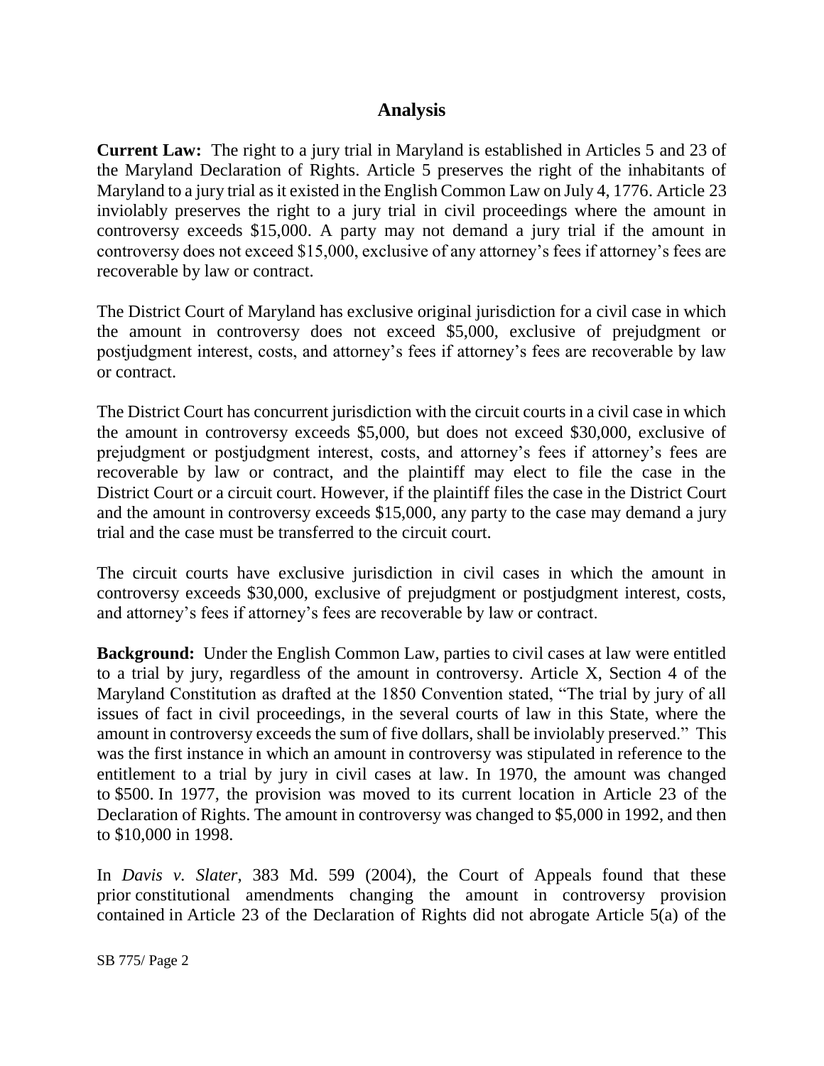## Analysis

**Current Law:** The right to a jury trial in Maryland is established in Articles 5 and 23 of the Maryland Declaration of Rights. Article 5 preserves the right of the inhabitants of Maryland to a jury trial as it existed in the English Common Law on July 4, 1776. Article 23 inviolably preserves the right to a jury trial in civil proceedings where the amount in controversy exceeds $15,000. A party may not demand a jury trial if the amount in controversy does not exceed $15,000, exclusive of any attorney's fees if attorney's fees are recoverable by law or contract.

The District Court of Maryland has exclusive original jurisdiction for a civil case in which the amount in controversy does not exceed $5,000, exclusive of prejudgment or postjudgment interest, costs, and attorney's fees if attorney's fees are recoverable by law or contract.

The District Court has concurrent jurisdiction with the circuit courts in a civil case in which the amount in controversy exceeds $5,000, but does not exceed $30,000, exclusive of prejudgment or postjudgment interest, costs, and attorney's fees if attorney's fees are recoverable by law or contract, and the plaintiff may elect to file the case in the District Court or a circuit court. However, if the plaintiff files the case in the District Court and the amount in controversy exceeds $15,000, any party to the case may demand a jury trial and the case must be transferred to the circuit court.

The circuit courts have exclusive jurisdiction in civil cases in which the amount in controversy exceeds $30,000, exclusive of prejudgment or postjudgment interest, costs, and attorney's fees if attorney's fees are recoverable by law or contract.

**Background:** Under the English Common Law, parties to civil cases at law were entitled to a trial by jury, regardless of the amount in controversy. Article X, Section 4 of the Maryland Constitution as drafted at the 1850 Convention stated, "The trial by jury of all issues of fact in civil proceedings, in the several courts of law in this State, where the amount in controversy exceeds the sum of five dollars, shall be inviolably preserved." This was the first instance in which an amount in controversy was stipulated in reference to the entitlement to a trial by jury in civil cases at law. In 1970, the amount was changed to $500. In 1977, the provision was moved to its current location in Article 23 of the Declaration of Rights. The amount in controversy was changed to $5,000 in 1992, and then to $10,000 in 1998.

In *Davis v. Slater*, 383 Md. 599 (2004), the Court of Appeals found that these prior constitutional amendments changing the amount in controversy provision contained in Article 23 of the Declaration of Rights did not abrogate Article 5(a) of the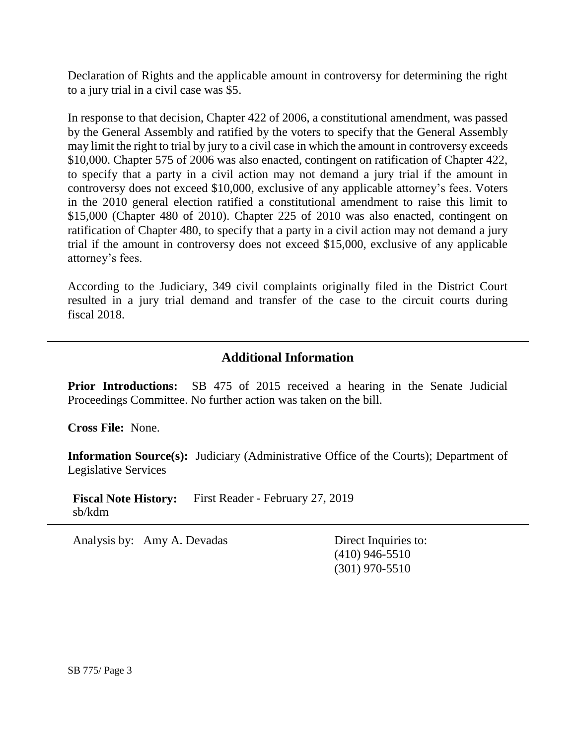Declaration of Rights and the applicable amount in controversy for determining the right to a jury trial in a civil case was $5.

In response to that decision, Chapter 422 of 2006, a constitutional amendment, was passed by the General Assembly and ratified by the voters to specify that the General Assembly may limit the right to trial by jury to a civil case in which the amount in controversy exceeds $10,000. Chapter 575 of 2006 was also enacted, contingent on ratification of Chapter 422, to specify that a party in a civil action may not demand a jury trial if the amount in controversy does not exceed $10,000, exclusive of any applicable attorney's fees. Voters in the 2010 general election ratified a constitutional amendment to raise this limit to $15,000 (Chapter 480 of 2010). Chapter 225 of 2010 was also enacted, contingent on ratification of Chapter 480, to specify that a party in a civil action may not demand a jury trial if the amount in controversy does not exceed $15,000, exclusive of any applicable attorney's fees.

According to the Judiciary, 349 civil complaints originally filed in the District Court resulted in a jury trial demand and transfer of the case to the circuit courts during fiscal 2018.

## Additional Information

**Prior Introductions:** SB 475 of 2015 received a hearing in the Senate Judicial Proceedings Committee. No further action was taken on the bill.

**Cross File:** None.

**Information Source(s):** Judiciary (Administrative Office of the Courts); Department of Legislative Services

**Fiscal Note History:** First Reader - February 27, 2019
sb/kdm

Analysis by: Amy A. Devadas

Direct Inquiries to:
(410) 946-5510
(301) 970-5510